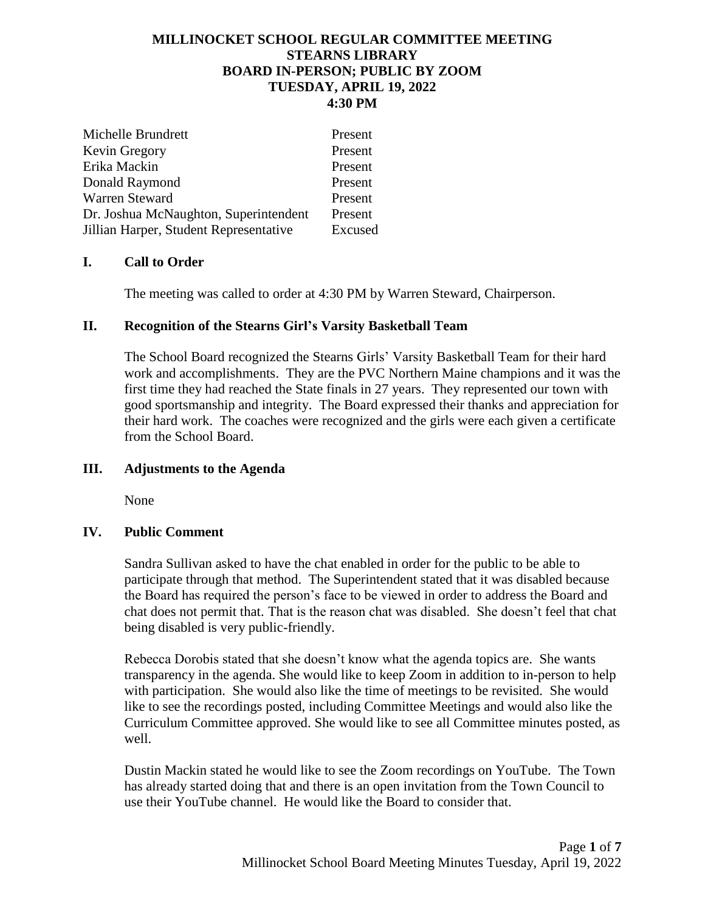# MILLINOCKET SCHOOL REGULAR COMMITTEE MEETING
# STEARNS LIBRARY
# BOARD IN-PERSON; PUBLIC BY ZOOM
# TUESDAY, APRIL 19, 2022
# 4:30 PM

| | |
|---|---|
| Michelle Brundrett | Present |
| Kevin Gregory | Present |
| Erika Mackin | Present |
| Donald Raymond | Present |
| Warren Steward | Present |
| Dr. Joshua McNaughton, Superintendent | Present |
| Jillian Harper, Student Representative | Excused |

## I. Call to Order

The meeting was called to order at 4:30 PM by Warren Steward, Chairperson.

## II. Recognition of the Stearns Girl's Varsity Basketball Team

The School Board recognized the Stearns Girls' Varsity Basketball Team for their hard work and accomplishments. They are the PVC Northern Maine champions and it was the first time they had reached the State finals in 27 years. They represented our town with good sportsmanship and integrity. The Board expressed their thanks and appreciation for their hard work. The coaches were recognized and the girls were each given a certificate from the School Board.

## III. Adjustments to the Agenda

None

## IV. Public Comment

Sandra Sullivan asked to have the chat enabled in order for the public to be able to participate through that method. The Superintendent stated that it was disabled because the Board has required the person's face to be viewed in order to address the Board and chat does not permit that. That is the reason chat was disabled. She doesn't feel that chat being disabled is very public-friendly.

Rebecca Dorobis stated that she doesn't know what the agenda topics are. She wants transparency in the agenda. She would like to keep Zoom in addition to in-person to help with participation. She would also like the time of meetings to be revisited. She would like to see the recordings posted, including Committee Meetings and would also like the Curriculum Committee approved. She would like to see all Committee minutes posted, as well.

Dustin Mackin stated he would like to see the Zoom recordings on YouTube. The Town has already started doing that and there is an open invitation from the Town Council to use their YouTube channel. He would like the Board to consider that.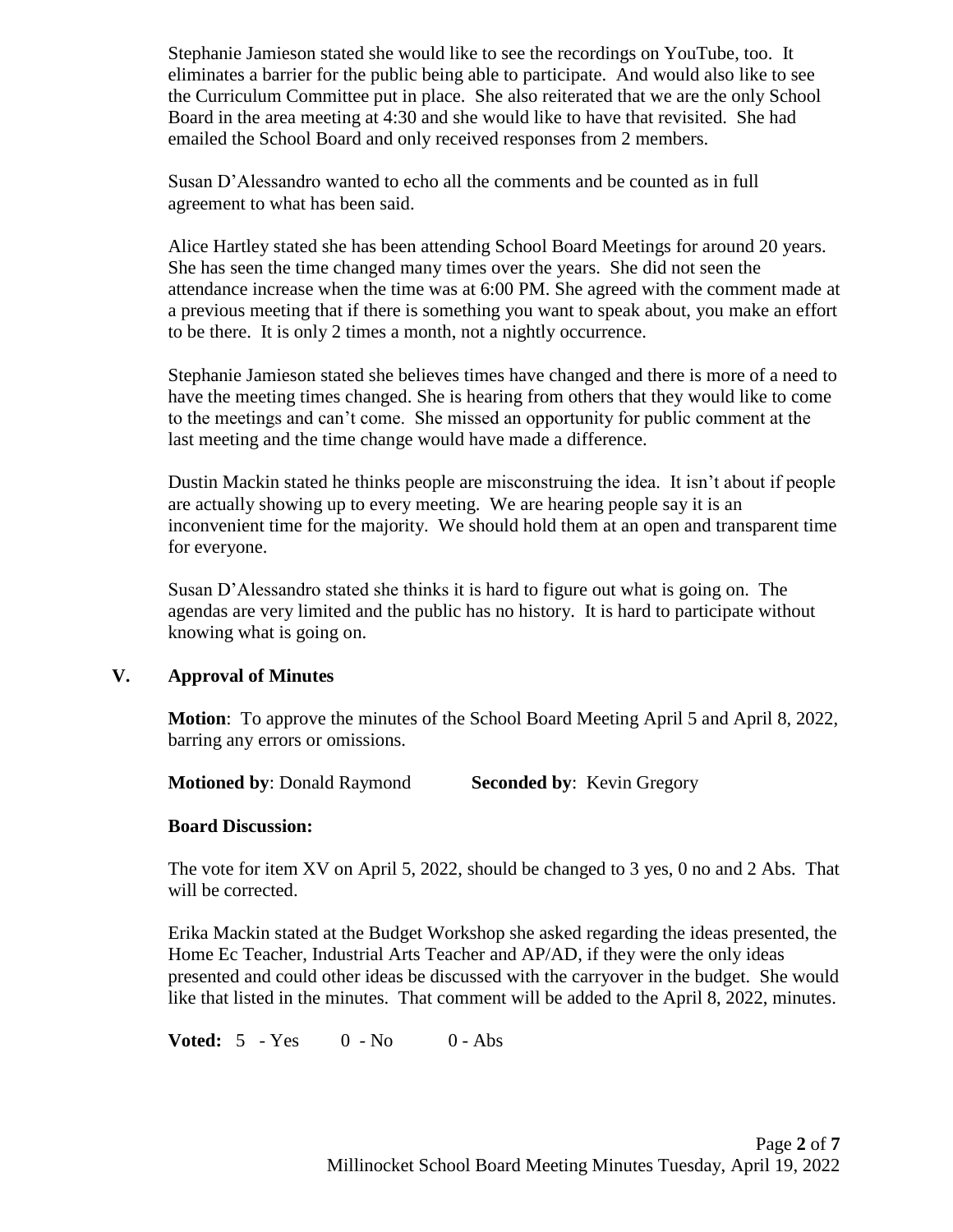Stephanie Jamieson stated she would like to see the recordings on YouTube, too. It eliminates a barrier for the public being able to participate. And would also like to see the Curriculum Committee put in place. She also reiterated that we are the only School Board in the area meeting at 4:30 and she would like to have that revisited. She had emailed the School Board and only received responses from 2 members.

Susan D'Alessandro wanted to echo all the comments and be counted as in full agreement to what has been said.

Alice Hartley stated she has been attending School Board Meetings for around 20 years. She has seen the time changed many times over the years. She did not seen the attendance increase when the time was at 6:00 PM. She agreed with the comment made at a previous meeting that if there is something you want to speak about, you make an effort to be there. It is only 2 times a month, not a nightly occurrence.

Stephanie Jamieson stated she believes times have changed and there is more of a need to have the meeting times changed. She is hearing from others that they would like to come to the meetings and can't come. She missed an opportunity for public comment at the last meeting and the time change would have made a difference.

Dustin Mackin stated he thinks people are misconstruing the idea. It isn't about if people are actually showing up to every meeting. We are hearing people say it is an inconvenient time for the majority. We should hold them at an open and transparent time for everyone.

Susan D'Alessandro stated she thinks it is hard to figure out what is going on. The agendas are very limited and the public has no history. It is hard to participate without knowing what is going on.

## V. Approval of Minutes

**Motion**: To approve the minutes of the School Board Meeting April 5 and April 8, 2022, barring any errors or omissions.

**Motioned by**: Donald Raymond **Seconded by**: Kevin Gregory

**Board Discussion:**

The vote for item XV on April 5, 2022, should be changed to 3 yes, 0 no and 2 Abs. That will be corrected.

Erika Mackin stated at the Budget Workshop she asked regarding the ideas presented, the Home Ec Teacher, Industrial Arts Teacher and AP/AD, if they were the only ideas presented and could other ideas be discussed with the carryover in the budget. She would like that listed in the minutes. That comment will be added to the April 8, 2022, minutes.

**Voted:** 5 - Yes 0 - No 0 - Abs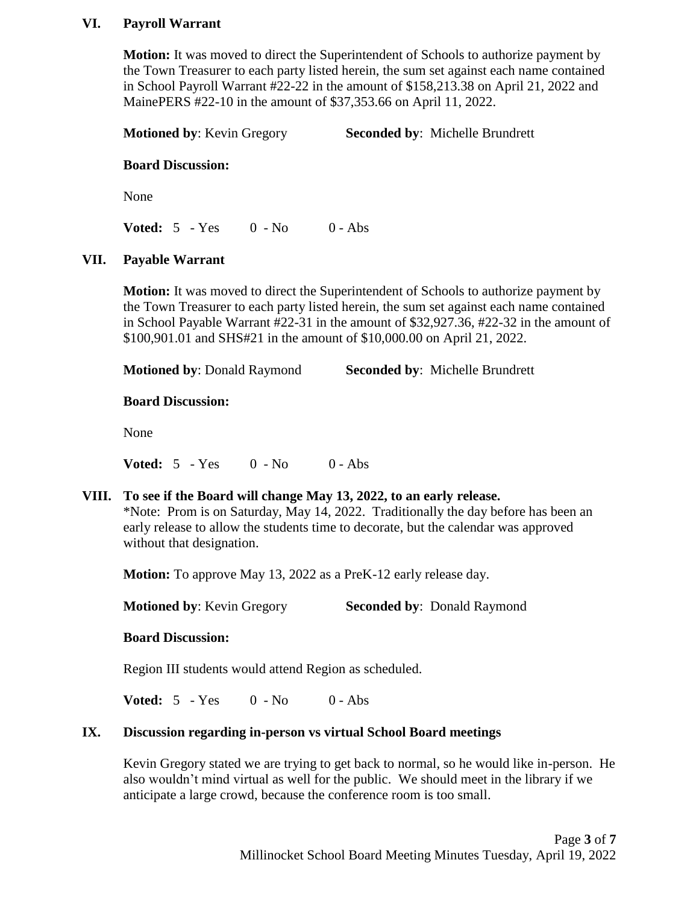## VI. Payroll Warrant

**Motion:** It was moved to direct the Superintendent of Schools to authorize payment by the Town Treasurer to each party listed herein, the sum set against each name contained in School Payroll Warrant #22-22 in the amount of $158,213.38 on April 21, 2022 and MainePERS #22-10 in the amount of $37,353.66 on April 11, 2022.

**Motioned by**: Kevin Gregory **Seconded by**: Michelle Brundrett

**Board Discussion:**

None

**Voted:** 5 - Yes 0 - No 0 - Abs

## VII. Payable Warrant

**Motion:** It was moved to direct the Superintendent of Schools to authorize payment by the Town Treasurer to each party listed herein, the sum set against each name contained in School Payable Warrant #22-31 in the amount of $32,927.36, #22-32 in the amount of $100,901.01 and SHS#21 in the amount of $10,000.00 on April 21, 2022.

**Motioned by**: Donald Raymond **Seconded by**: Michelle Brundrett

**Board Discussion:**

None

**Voted:** 5 - Yes 0 - No 0 - Abs

## VIII. To see if the Board will change May 13, 2022, to an early release.

*Note: Prom is on Saturday, May 14, 2022. Traditionally the day before has been an early release to allow the students time to decorate, but the calendar was approved without that designation.

**Motion:** To approve May 13, 2022 as a PreK-12 early release day.

**Motioned by**: Kevin Gregory **Seconded by**: Donald Raymond

**Board Discussion:**

Region III students would attend Region as scheduled.

**Voted:** 5 - Yes 0 - No 0 - Abs

## IX. Discussion regarding in-person vs virtual School Board meetings

Kevin Gregory stated we are trying to get back to normal, so he would like in-person. He also wouldn't mind virtual as well for the public. We should meet in the library if we anticipate a large crowd, because the conference room is too small.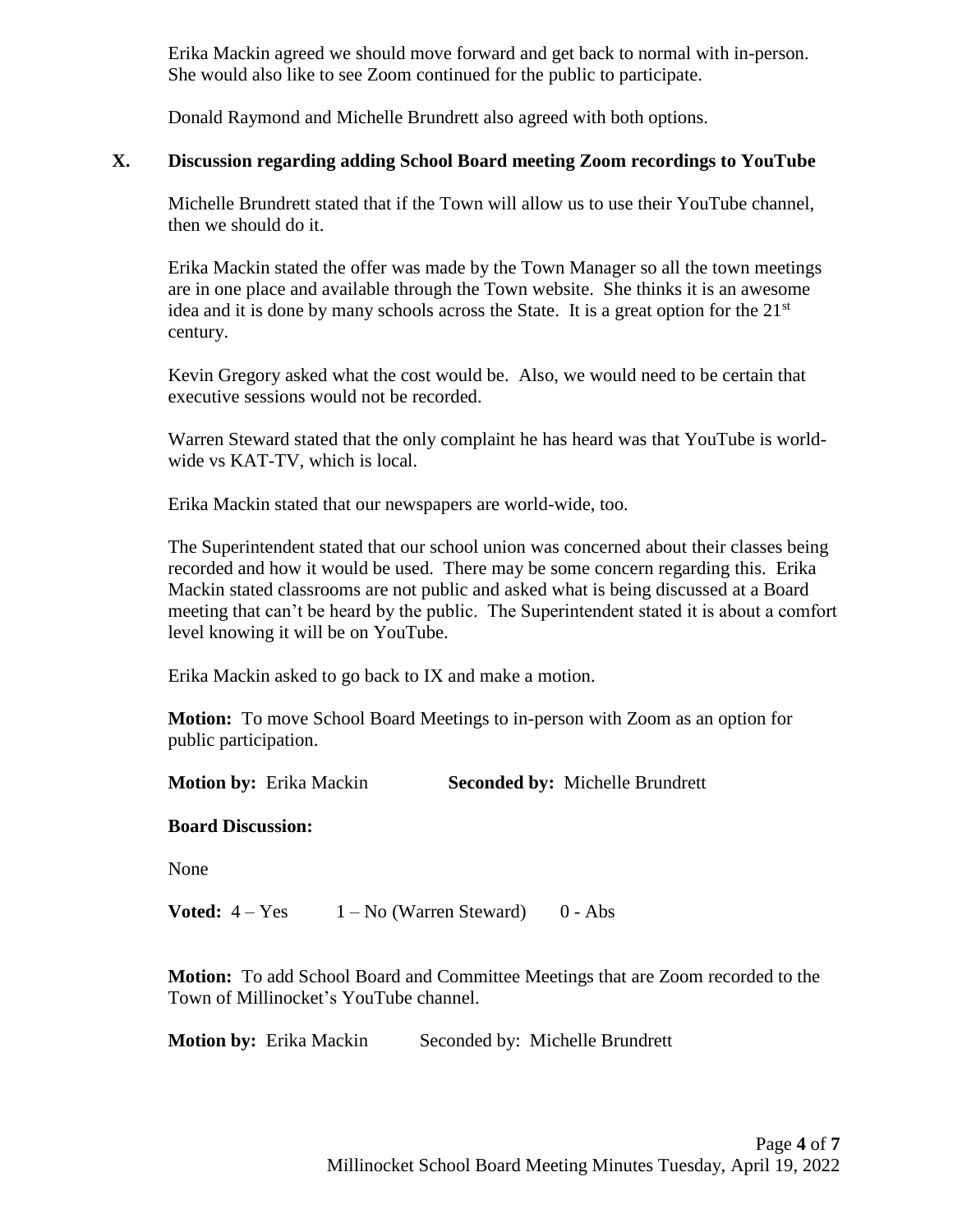Erika Mackin agreed we should move forward and get back to normal with in-person. She would also like to see Zoom continued for the public to participate.

Donald Raymond and Michelle Brundrett also agreed with both options.

## X. Discussion regarding adding School Board meeting Zoom recordings to YouTube

Michelle Brundrett stated that if the Town will allow us to use their YouTube channel, then we should do it.

Erika Mackin stated the offer was made by the Town Manager so all the town meetings are in one place and available through the Town website. She thinks it is an awesome idea and it is done by many schools across the State. It is a great option for the 21st century.

Kevin Gregory asked what the cost would be. Also, we would need to be certain that executive sessions would not be recorded.

Warren Steward stated that the only complaint he has heard was that YouTube is world-wide vs KAT-TV, which is local.

Erika Mackin stated that our newspapers are world-wide, too.

The Superintendent stated that our school union was concerned about their classes being recorded and how it would be used. There may be some concern regarding this. Erika Mackin stated classrooms are not public and asked what is being discussed at a Board meeting that can't be heard by the public. The Superintendent stated it is about a comfort level knowing it will be on YouTube.

Erika Mackin asked to go back to IX and make a motion.

**Motion:** To move School Board Meetings to in-person with Zoom as an option for public participation.

**Motion by:** Erika Mackin **Seconded by:** Michelle Brundrett

**Board Discussion:**

None

**Voted:** 4 – Yes 1 – No (Warren Steward) 0 - Abs

**Motion:** To add School Board and Committee Meetings that are Zoom recorded to the Town of Millinocket's YouTube channel.

**Motion by:** Erika Mackin Seconded by: Michelle Brundrett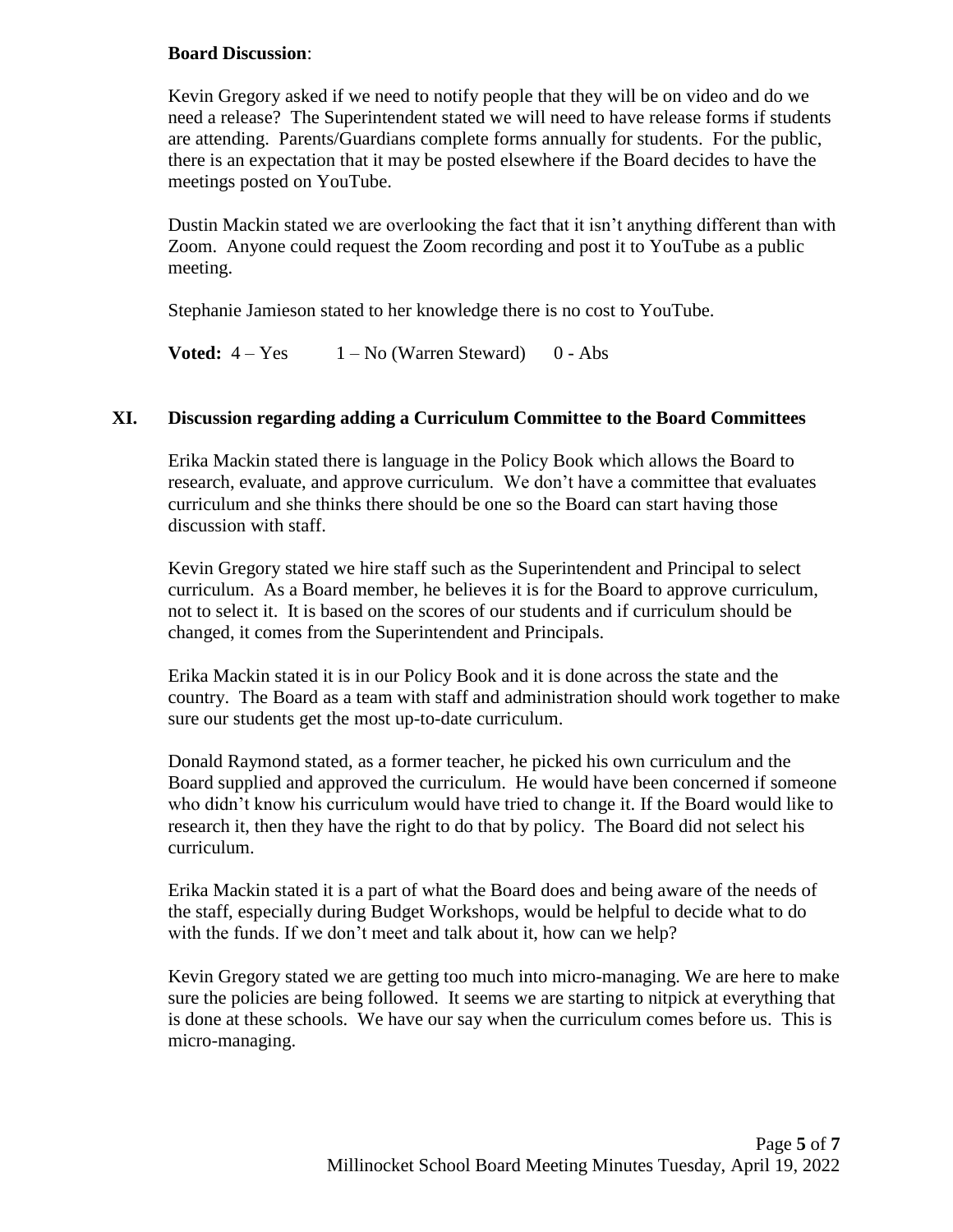**Board Discussion**:

Kevin Gregory asked if we need to notify people that they will be on video and do we need a release? The Superintendent stated we will need to have release forms if students are attending. Parents/Guardians complete forms annually for students. For the public, there is an expectation that it may be posted elsewhere if the Board decides to have the meetings posted on YouTube.

Dustin Mackin stated we are overlooking the fact that it isn't anything different than with Zoom. Anyone could request the Zoom recording and post it to YouTube as a public meeting.

Stephanie Jamieson stated to her knowledge there is no cost to YouTube.

**Voted:** 4 – Yes 1 – No (Warren Steward) 0 - Abs

## XI. Discussion regarding adding a Curriculum Committee to the Board Committees

Erika Mackin stated there is language in the Policy Book which allows the Board to research, evaluate, and approve curriculum. We don't have a committee that evaluates curriculum and she thinks there should be one so the Board can start having those discussion with staff.

Kevin Gregory stated we hire staff such as the Superintendent and Principal to select curriculum. As a Board member, he believes it is for the Board to approve curriculum, not to select it. It is based on the scores of our students and if curriculum should be changed, it comes from the Superintendent and Principals.

Erika Mackin stated it is in our Policy Book and it is done across the state and the country. The Board as a team with staff and administration should work together to make sure our students get the most up-to-date curriculum.

Donald Raymond stated, as a former teacher, he picked his own curriculum and the Board supplied and approved the curriculum. He would have been concerned if someone who didn't know his curriculum would have tried to change it. If the Board would like to research it, then they have the right to do that by policy. The Board did not select his curriculum.

Erika Mackin stated it is a part of what the Board does and being aware of the needs of the staff, especially during Budget Workshops, would be helpful to decide what to do with the funds. If we don't meet and talk about it, how can we help?

Kevin Gregory stated we are getting too much into micro-managing. We are here to make sure the policies are being followed. It seems we are starting to nitpick at everything that is done at these schools. We have our say when the curriculum comes before us. This is micro-managing.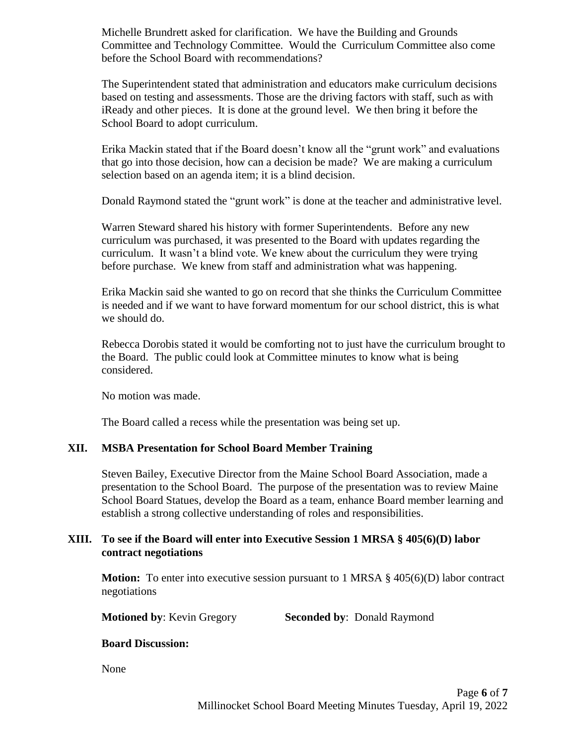Michelle Brundrett asked for clarification. We have the Building and Grounds Committee and Technology Committee. Would the Curriculum Committee also come before the School Board with recommendations?

The Superintendent stated that administration and educators make curriculum decisions based on testing and assessments. Those are the driving factors with staff, such as with iReady and other pieces. It is done at the ground level. We then bring it before the School Board to adopt curriculum.

Erika Mackin stated that if the Board doesn't know all the "grunt work" and evaluations that go into those decision, how can a decision be made? We are making a curriculum selection based on an agenda item; it is a blind decision.

Donald Raymond stated the "grunt work" is done at the teacher and administrative level.

Warren Steward shared his history with former Superintendents. Before any new curriculum was purchased, it was presented to the Board with updates regarding the curriculum. It wasn't a blind vote. We knew about the curriculum they were trying before purchase. We knew from staff and administration what was happening.

Erika Mackin said she wanted to go on record that she thinks the Curriculum Committee is needed and if we want to have forward momentum for our school district, this is what we should do.

Rebecca Dorobis stated it would be comforting not to just have the curriculum brought to the Board. The public could look at Committee minutes to know what is being considered.

No motion was made.

The Board called a recess while the presentation was being set up.

## XII. MSBA Presentation for School Board Member Training

Steven Bailey, Executive Director from the Maine School Board Association, made a presentation to the School Board. The purpose of the presentation was to review Maine School Board Statues, develop the Board as a team, enhance Board member learning and establish a strong collective understanding of roles and responsibilities.

## XIII. To see if the Board will enter into Executive Session 1 MRSA § 405(6)(D) labor contract negotiations

**Motion:** To enter into executive session pursuant to 1 MRSA § 405(6)(D) labor contract negotiations

**Motioned by**: Kevin Gregory **Seconded by**: Donald Raymond

**Board Discussion:**

None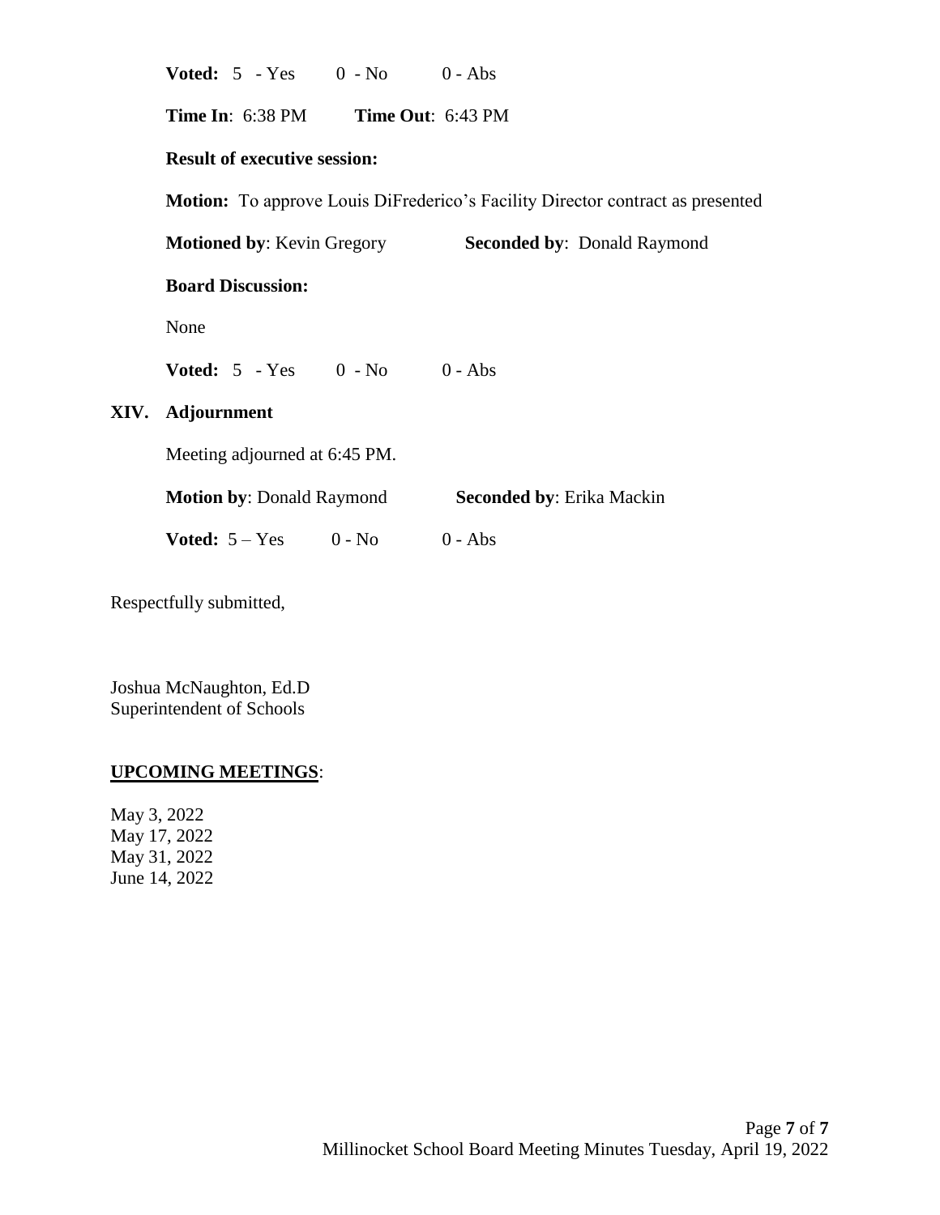**Voted:** 5 - Yes 0 - No 0 - Abs

**Time In**: 6:38 PM **Time Out**: 6:43 PM

**Result of executive session:**

**Motion:** To approve Louis DiFrederico's Facility Director contract as presented

**Motioned by**: Kevin Gregory **Seconded by**: Donald Raymond

**Board Discussion:**

None

**Voted:** 5 - Yes 0 - No 0 - Abs

## XIV. Adjournment

Meeting adjourned at 6:45 PM.

**Motion by**: Donald Raymond **Seconded by**: Erika Mackin

**Voted:** 5 – Yes 0 - No 0 - Abs

Respectfully submitted,

Joshua McNaughton, Ed.D
Superintendent of Schools

**UPCOMING MEETINGS**:

May 3, 2022
May 17, 2022
May 31, 2022
June 14, 2022